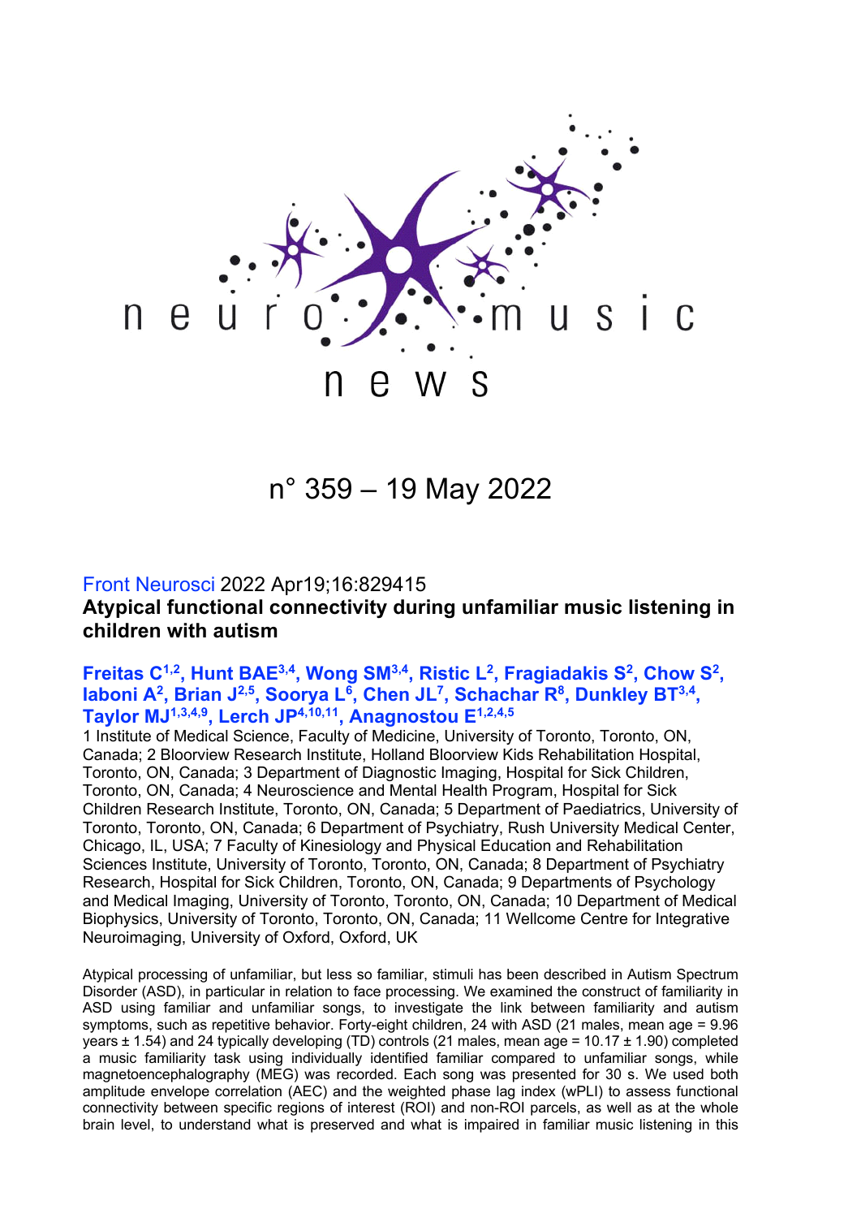neuro music news

n° 359 – 19 May 2022

Front Neurosci 2022 Apr19;16:829415

## Atypical functional connectivity during unfamiliar music listening in children with autism

**Freitas C[1,2], Hunt BAE[3,4], Wong SM[3,4], Ristic L[2], Fragiadakis S[2], Chow S[2], Iaboni A[2], Brian J[2,5], Soorya L[6], Chen JL[7], Schachar R[8], Dunkley BT[3,4], Taylor MJ[1,3,4,9], Lerch JP[4,10,11], Anagnostou E[1,2,4,5]**

1 Institute of Medical Science, Faculty of Medicine, University of Toronto, Toronto, ON, Canada; 2 Bloorview Research Institute, Holland Bloorview Kids Rehabilitation Hospital, Toronto, ON, Canada; 3 Department of Diagnostic Imaging, Hospital for Sick Children, Toronto, ON, Canada; 4 Neuroscience and Mental Health Program, Hospital for Sick Children Research Institute, Toronto, ON, Canada; 5 Department of Paediatrics, University of Toronto, Toronto, ON, Canada; 6 Department of Psychiatry, Rush University Medical Center, Chicago, IL, USA; 7 Faculty of Kinesiology and Physical Education and Rehabilitation Sciences Institute, University of Toronto, Toronto, ON, Canada; 8 Department of Psychiatry Research, Hospital for Sick Children, Toronto, ON, Canada; 9 Departments of Psychology and Medical Imaging, University of Toronto, Toronto, ON, Canada; 10 Department of Medical Biophysics, University of Toronto, Toronto, ON, Canada; 11 Wellcome Centre for Integrative Neuroimaging, University of Oxford, Oxford, UK

Atypical processing of unfamiliar, but less so familiar, stimuli has been described in Autism Spectrum Disorder (ASD), in particular in relation to face processing. We examined the construct of familiarity in ASD using familiar and unfamiliar songs, to investigate the link between familiarity and autism symptoms, such as repetitive behavior. Forty-eight children, 24 with ASD (21 males, mean age = 9.96 years ± 1.54) and 24 typically developing (TD) controls (21 males, mean age = 10.17 ± 1.90) completed a music familiarity task using individually identified familiar compared to unfamiliar songs, while magnetoencephalography (MEG) was recorded. Each song was presented for 30 s. We used both amplitude envelope correlation (AEC) and the weighted phase lag index (wPLI) to assess functional connectivity between specific regions of interest (ROI) and non-ROI parcels, as well as at the whole brain level, to understand what is preserved and what is impaired in familiar music listening in this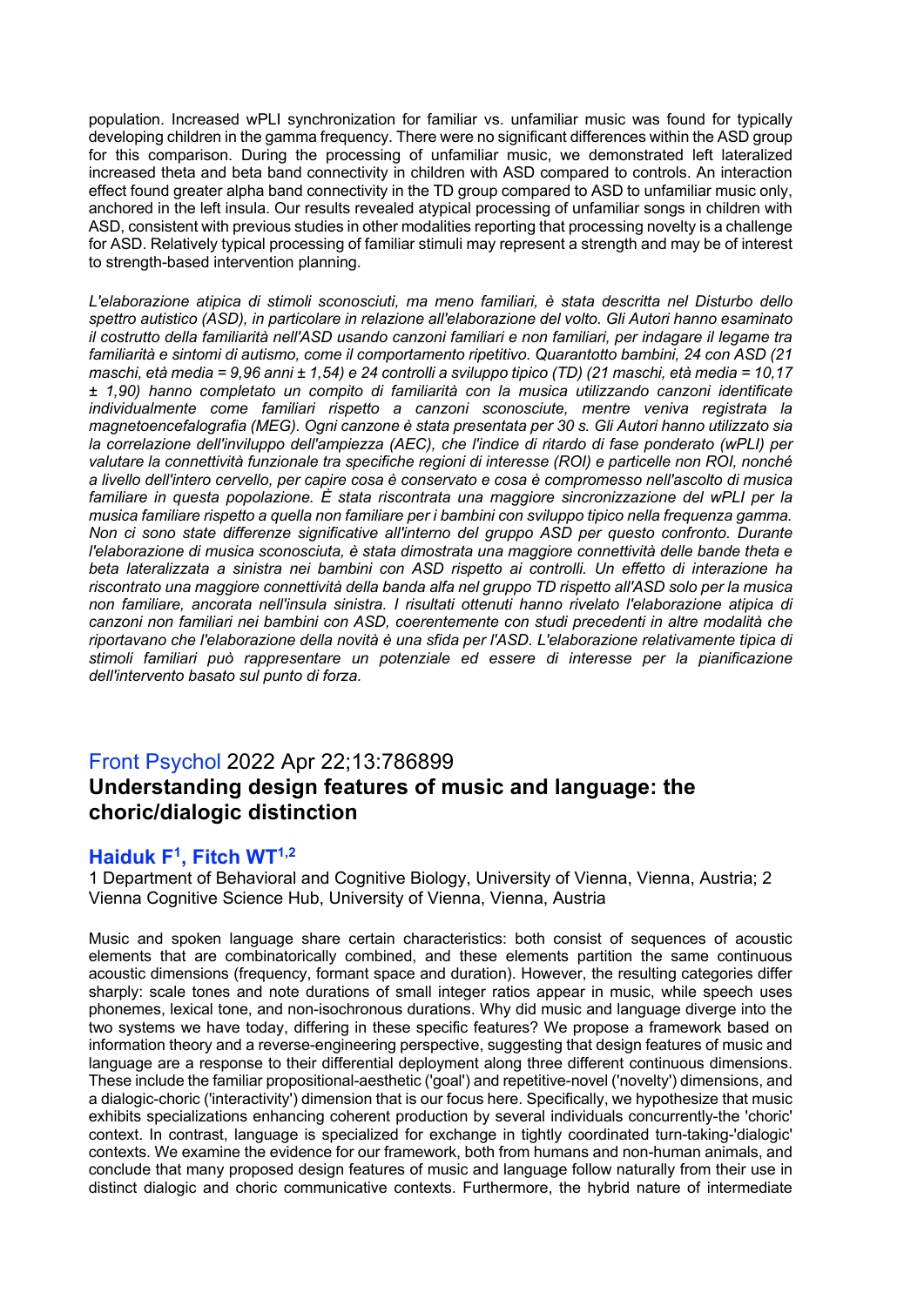population. Increased wPLI synchronization for familiar vs. unfamiliar music was found for typically developing children in the gamma frequency. There were no significant differences within the ASD group for this comparison. During the processing of unfamiliar music, we demonstrated left lateralized increased theta and beta band connectivity in children with ASD compared to controls. An interaction effect found greater alpha band connectivity in the TD group compared to ASD to unfamiliar music only, anchored in the left insula. Our results revealed atypical processing of unfamiliar songs in children with ASD, consistent with previous studies in other modalities reporting that processing novelty is a challenge for ASD. Relatively typical processing of familiar stimuli may represent a strength and may be of interest to strength-based intervention planning.

*L'elaborazione atipica di stimoli sconosciuti, ma meno familiari, è stata descritta nel Disturbo dello spettro autistico (ASD), in particolare in relazione all'elaborazione del volto. Gli Autori hanno esaminato il costrutto della familiarità nell'ASD usando canzoni familiari e non familiari, per indagare il legame tra familiarità e sintomi di autismo, come il comportamento ripetitivo. Quarantotto bambini, 24 con ASD (21 maschi, età media = 9,96 anni ± 1,54) e 24 controlli a sviluppo tipico (TD) (21 maschi, età media = 10,17 ± 1,90) hanno completato un compito di familiarità con la musica utilizzando canzoni identificate individualmente come familiari rispetto a canzoni sconosciute, mentre veniva registrata la magnetoencefalografia (MEG). Ogni canzone è stata presentata per 30 s. Gli Autori hanno utilizzato sia la correlazione dell'inviluppo dell'ampiezza (AEC), che l'indice di ritardo di fase ponderato (wPLI) per valutare la connettività funzionale tra specifiche regioni di interesse (ROI) e particelle non ROI, nonché a livello dell'intero cervello, per capire cosa è conservato e cosa è compromesso nell'ascolto di musica familiare in questa popolazione. È stata riscontrata una maggiore sincronizzazione del wPLI per la musica familiare rispetto a quella non familiare per i bambini con sviluppo tipico nella frequenza gamma. Non ci sono state differenze significative all'interno del gruppo ASD per questo confronto. Durante l'elaborazione di musica sconosciuta, è stata dimostrata una maggiore connettività delle bande theta e beta lateralizzata a sinistra nei bambini con ASD rispetto ai controlli. Un effetto di interazione ha riscontrato una maggiore connettività della banda alfa nel gruppo TD rispetto all'ASD solo per la musica non familiare, ancorata nell'insula sinistra. I risultati ottenuti hanno rivelato l'elaborazione atipica di canzoni non familiari nei bambini con ASD, coerentemente con studi precedenti in altre modalità che riportavano che l'elaborazione della novità è una sfida per l'ASD. L'elaborazione relativamente tipica di stimoli familiari può rappresentare un potenziale ed essere di interesse per la pianificazione dell'intervento basato sul punto di forza.*

## Front Psychol 2022 Apr 22;13:786899

## Understanding design features of music and language: the choric/dialogic distinction

### Haiduk F[1], Fitch WT[1,2]

1 Department of Behavioral and Cognitive Biology, University of Vienna, Vienna, Austria; 2 Vienna Cognitive Science Hub, University of Vienna, Vienna, Austria

Music and spoken language share certain characteristics: both consist of sequences of acoustic elements that are combinatorically combined, and these elements partition the same continuous acoustic dimensions (frequency, formant space and duration). However, the resulting categories differ sharply: scale tones and note durations of small integer ratios appear in music, while speech uses phonemes, lexical tone, and non-isochronous durations. Why did music and language diverge into the two systems we have today, differing in these specific features? We propose a framework based on information theory and a reverse-engineering perspective, suggesting that design features of music and language are a response to their differential deployment along three different continuous dimensions. These include the familiar propositional-aesthetic ('goal') and repetitive-novel ('novelty') dimensions, and a dialogic-choric ('interactivity') dimension that is our focus here. Specifically, we hypothesize that music exhibits specializations enhancing coherent production by several individuals concurrently-the 'choric' context. In contrast, language is specialized for exchange in tightly coordinated turn-taking-'dialogic' contexts. We examine the evidence for our framework, both from humans and non-human animals, and conclude that many proposed design features of music and language follow naturally from their use in distinct dialogic and choric communicative contexts. Furthermore, the hybrid nature of intermediate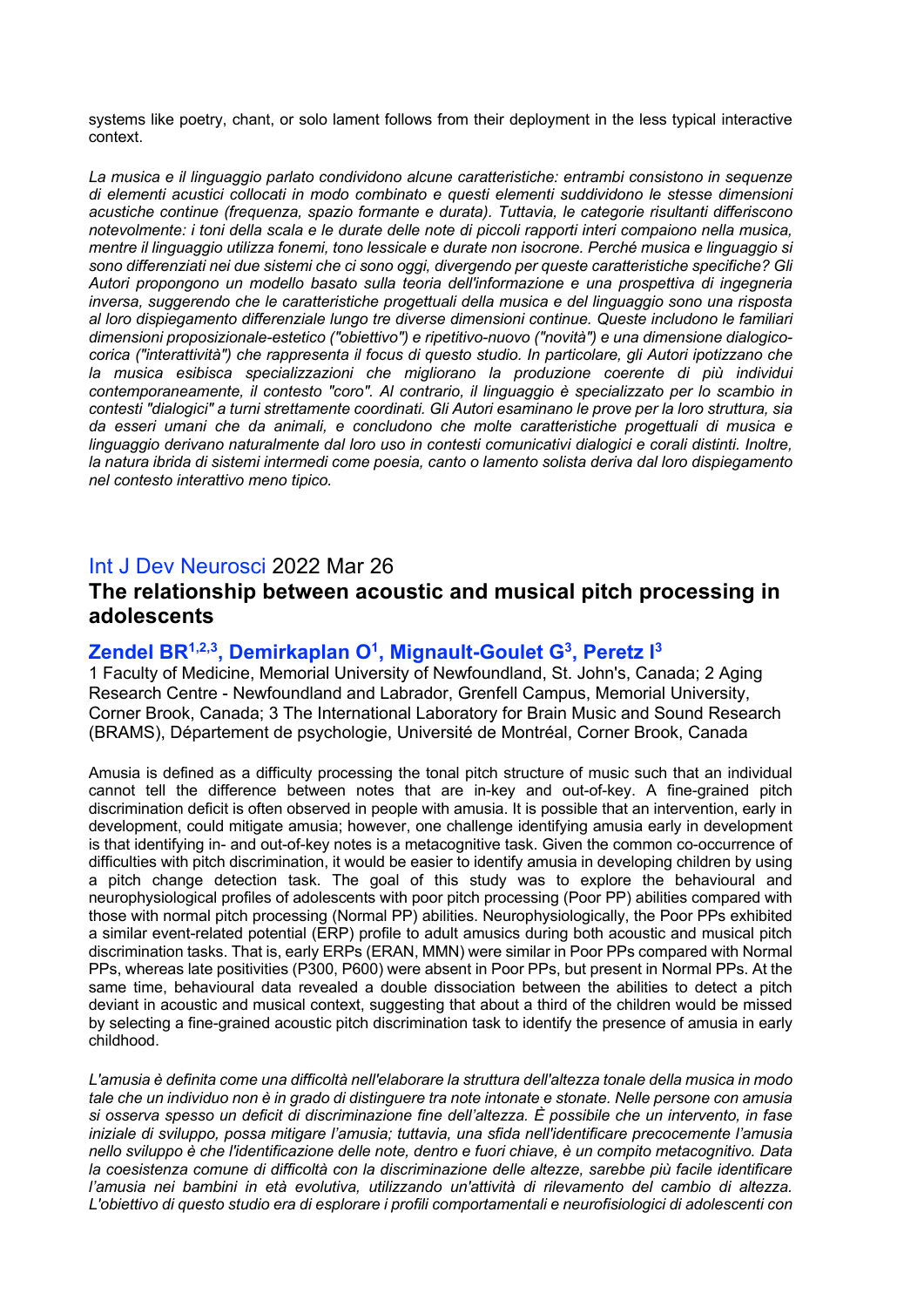systems like poetry, chant, or solo lament follows from their deployment in the less typical interactive context.

*La musica e il linguaggio parlato condividono alcune caratteristiche: entrambi consistono in sequenze di elementi acustici collocati in modo combinato e questi elementi suddividono le stesse dimensioni acustiche continue (frequenza, spazio formante e durata). Tuttavia, le categorie risultanti differiscono notevolmente: i toni della scala e le durate delle note di piccoli rapporti interi compaiono nella musica, mentre il linguaggio utilizza fonemi, tono lessicale e durate non isocrone. Perché musica e linguaggio si sono differenziati nei due sistemi che ci sono oggi, divergendo per queste caratteristiche specifiche? Gli Autori propongono un modello basato sulla teoria dell'informazione e una prospettiva di ingegneria inversa, suggerendo che le caratteristiche progettuali della musica e del linguaggio sono una risposta al loro dispiegamento differenziale lungo tre diverse dimensioni continue. Queste includono le familiari dimensioni proposizionale-estetico ("obiettivo") e ripetitivo-nuovo ("novità") e una dimensione dialogico-corica ("interattività") che rappresenta il focus di questo studio. In particolare, gli Autori ipotizzano che la musica esibisca specializzazioni che migliorano la produzione coerente di più individui contemporaneamente, il contesto "coro". Al contrario, il linguaggio è specializzato per lo scambio in contesti "dialogici" a turni strettamente coordinati. Gli Autori esaminano le prove per la loro struttura, sia da esseri umani che da animali, e concludono che molte caratteristiche progettuali di musica e linguaggio derivano naturalmente dal loro uso in contesti comunicativi dialogici e corali distinti. Inoltre, la natura ibrida di sistemi intermedi come poesia, canto o lamento solista deriva dal loro dispiegamento nel contesto interattivo meno tipico.*

Int J Dev Neurosci 2022 Mar 26

## The relationship between acoustic and musical pitch processing in adolescents

**Zendel BR[1,2,3], Demirkaplan O[1], Mignault-Goulet G[3], Peretz I[3]**

1 Faculty of Medicine, Memorial University of Newfoundland, St. John's, Canada; 2 Aging Research Centre - Newfoundland and Labrador, Grenfell Campus, Memorial University, Corner Brook, Canada; 3 The International Laboratory for Brain Music and Sound Research (BRAMS), Département de psychologie, Université de Montréal, Corner Brook, Canada

Amusia is defined as a difficulty processing the tonal pitch structure of music such that an individual cannot tell the difference between notes that are in-key and out-of-key. A fine-grained pitch discrimination deficit is often observed in people with amusia. It is possible that an intervention, early in development, could mitigate amusia; however, one challenge identifying amusia early in development is that identifying in- and out-of-key notes is a metacognitive task. Given the common co-occurrence of difficulties with pitch discrimination, it would be easier to identify amusia in developing children by using a pitch change detection task. The goal of this study was to explore the behavioural and neurophysiological profiles of adolescents with poor pitch processing (Poor PP) abilities compared with those with normal pitch processing (Normal PP) abilities. Neurophysiologically, the Poor PPs exhibited a similar event-related potential (ERP) profile to adult amusics during both acoustic and musical pitch discrimination tasks. That is, early ERPs (ERAN, MMN) were similar in Poor PPs compared with Normal PPs, whereas late positivities (P300, P600) were absent in Poor PPs, but present in Normal PPs. At the same time, behavioural data revealed a double dissociation between the abilities to detect a pitch deviant in acoustic and musical context, suggesting that about a third of the children would be missed by selecting a fine-grained acoustic pitch discrimination task to identify the presence of amusia in early childhood.

*L'amusia è definita come una difficoltà nell'elaborare la struttura dell'altezza tonale della musica in modo tale che un individuo non è in grado di distinguere tra note intonate e stonate. Nelle persone con amusia si osserva spesso un deficit di discriminazione fine dell'altezza. È possibile che un intervento, in fase iniziale di sviluppo, possa mitigare l'amusia; tuttavia, una sfida nell'identificare precocemente l'amusia nello sviluppo è che l'identificazione delle note, dentro e fuori chiave, è un compito metacognitivo. Data la coesistenza comune di difficoltà con la discriminazione delle altezze, sarebbe più facile identificare l'amusia nei bambini in età evolutiva, utilizzando un'attività di rilevamento del cambio di altezza. L'obiettivo di questo studio era di esplorare i profili comportamentali e neurofisiologici di adolescenti con*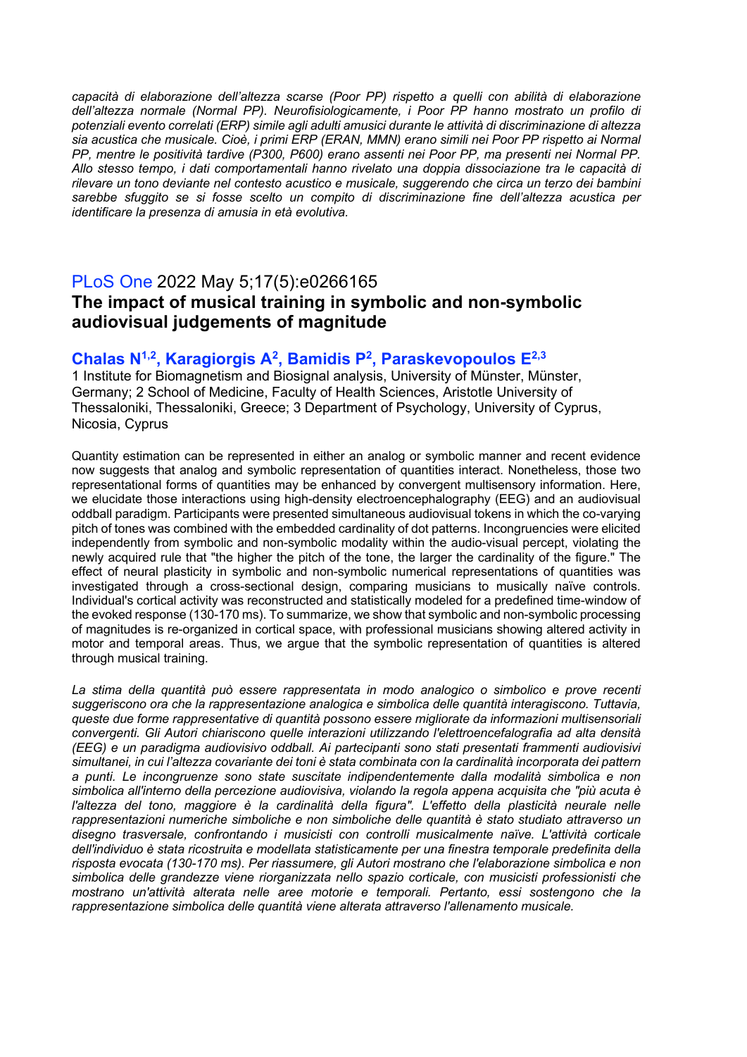*capacità di elaborazione dell'altezza scarse (Poor PP) rispetto a quelli con abilità di elaborazione dell'altezza normale (Normal PP). Neurofisiologicamente, i Poor PP hanno mostrato un profilo di potenziali evento correlati (ERP) simile agli adulti amusici durante le attività di discriminazione di altezza sia acustica che musicale. Cioè, i primi ERP (ERAN, MMN) erano simili nei Poor PP rispetto ai Normal PP, mentre le positività tardive (P300, P600) erano assenti nei Poor PP, ma presenti nei Normal PP. Allo stesso tempo, i dati comportamentali hanno rivelato una doppia dissociazione tra le capacità di rilevare un tono deviante nel contesto acustico e musicale, suggerendo che circa un terzo dei bambini sarebbe sfuggito se si fosse scelto un compito di discriminazione fine dell'altezza acustica per identificare la presenza di amusia in età evolutiva.*

## PLoS One 2022 May 5;17(5):e0266165

## The impact of musical training in symbolic and non-symbolic audiovisual judgements of magnitude

### Chalas N[1,2], Karagiorgis A[2], Bamidis P[2], Paraskevopoulos E[2,3]

1 Institute for Biomagnetism and Biosignal analysis, University of Münster, Münster, Germany; 2 School of Medicine, Faculty of Health Sciences, Aristotle University of Thessaloniki, Thessaloniki, Greece; 3 Department of Psychology, University of Cyprus, Nicosia, Cyprus

Quantity estimation can be represented in either an analog or symbolic manner and recent evidence now suggests that analog and symbolic representation of quantities interact. Nonetheless, those two representational forms of quantities may be enhanced by convergent multisensory information. Here, we elucidate those interactions using high-density electroencephalography (EEG) and an audiovisual oddball paradigm. Participants were presented simultaneous audiovisual tokens in which the co-varying pitch of tones was combined with the embedded cardinality of dot patterns. Incongruencies were elicited independently from symbolic and non-symbolic modality within the audio-visual percept, violating the newly acquired rule that "the higher the pitch of the tone, the larger the cardinality of the figure." The effect of neural plasticity in symbolic and non-symbolic numerical representations of quantities was investigated through a cross-sectional design, comparing musicians to musically naïve controls. Individual's cortical activity was reconstructed and statistically modeled for a predefined time-window of the evoked response (130-170 ms). To summarize, we show that symbolic and non-symbolic processing of magnitudes is re-organized in cortical space, with professional musicians showing altered activity in motor and temporal areas. Thus, we argue that the symbolic representation of quantities is altered through musical training.

*La stima della quantità può essere rappresentata in modo analogico o simbolico e prove recenti suggeriscono ora che la rappresentazione analogica e simbolica delle quantità interagiscono. Tuttavia, queste due forme rappresentative di quantità possono essere migliorate da informazioni multisensoriali convergenti. Gli Autori chiariscono quelle interazioni utilizzando l'elettroencefalografia ad alta densità (EEG) e un paradigma audiovisivo oddball. Ai partecipanti sono stati presentati frammenti audiovisivi simultanei, in cui l'altezza covariante dei toni è stata combinata con la cardinalità incorporata dei pattern a punti. Le incongruenze sono state suscitate indipendentemente dalla modalità simbolica e non simbolica all'interno della percezione audiovisiva, violando la regola appena acquisita che "più acuta è l'altezza del tono, maggiore è la cardinalità della figura". L'effetto della plasticità neurale nelle rappresentazioni numeriche simboliche e non simboliche delle quantità è stato studiato attraverso un disegno trasversale, confrontando i musicisti con controlli musicalmente naïve. L'attività corticale dell'individuo è stata ricostruita e modellata statisticamente per una finestra temporale predefinita della risposta evocata (130-170 ms). Per riassumere, gli Autori mostrano che l'elaborazione simbolica e non simbolica delle grandezze viene riorganizzata nello spazio corticale, con musicisti professionisti che mostrano un'attività alterata nelle aree motorie e temporali. Pertanto, essi sostengono che la rappresentazione simbolica delle quantità viene alterata attraverso l'allenamento musicale.*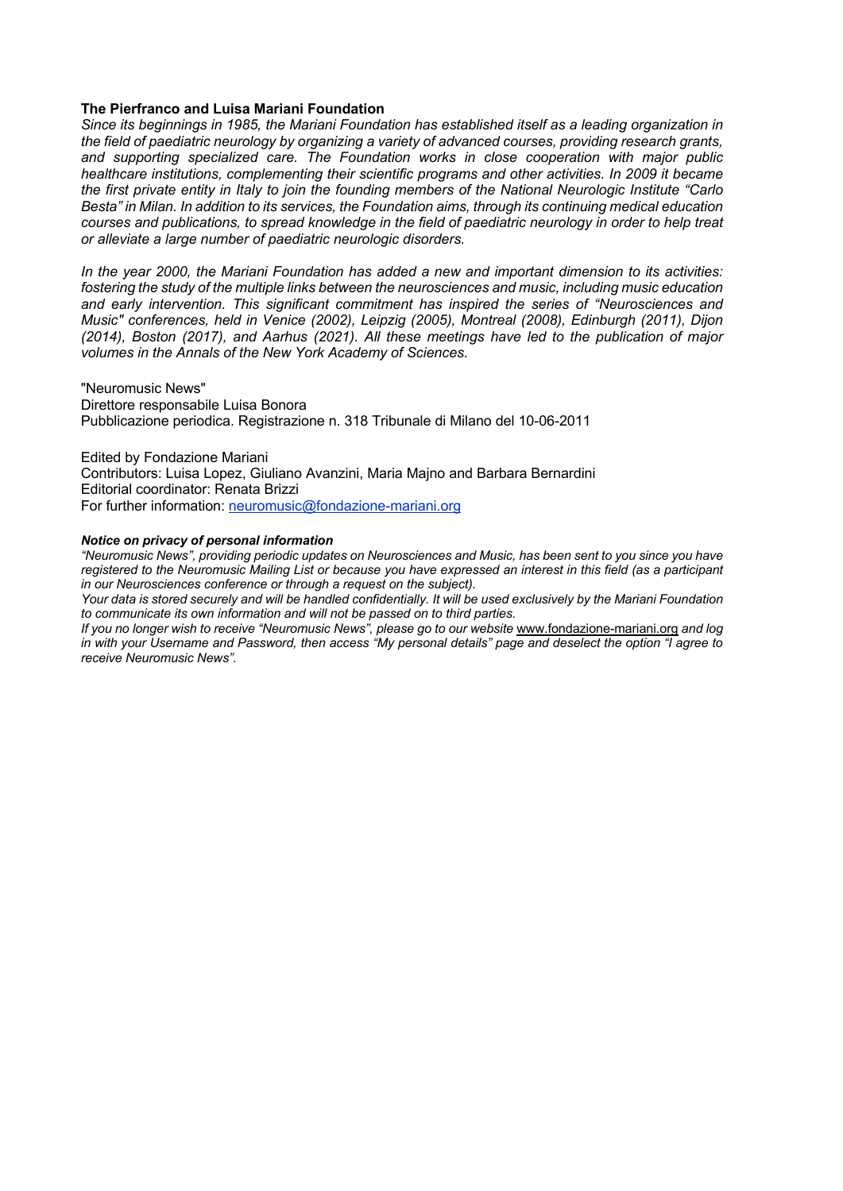**The Pierfranco and Luisa Mariani Foundation**

*Since its beginnings in 1985, the Mariani Foundation has established itself as a leading organization in the field of paediatric neurology by organizing a variety of advanced courses, providing research grants, and supporting specialized care. The Foundation works in close cooperation with major public healthcare institutions, complementing their scientific programs and other activities. In 2009 it became the first private entity in Italy to join the founding members of the National Neurologic Institute "Carlo Besta" in Milan. In addition to its services, the Foundation aims, through its continuing medical education courses and publications, to spread knowledge in the field of paediatric neurology in order to help treat or alleviate a large number of paediatric neurologic disorders.*

*In the year 2000, the Mariani Foundation has added a new and important dimension to its activities: fostering the study of the multiple links between the neurosciences and music, including music education and early intervention. This significant commitment has inspired the series of "Neurosciences and Music" conferences, held in Venice (2002), Leipzig (2005), Montreal (2008), Edinburgh (2011), Dijon (2014), Boston (2017), and Aarhus (2021). All these meetings have led to the publication of major volumes in the Annals of the New York Academy of Sciences.*

"Neuromusic News"
Direttore responsabile Luisa Bonora
Pubblicazione periodica. Registrazione n. 318 Tribunale di Milano del 10-06-2011

Edited by Fondazione Mariani
Contributors: Luisa Lopez, Giuliano Avanzini, Maria Majno and Barbara Bernardini
Editorial coordinator: Renata Brizzi
For further information: neuromusic@fondazione-mariani.org

***Notice on privacy of personal information***

*"Neuromusic News", providing periodic updates on Neurosciences and Music, has been sent to you since you have registered to the Neuromusic Mailing List or because you have expressed an interest in this field (as a participant in our Neurosciences conference or through a request on the subject).*

*Your data is stored securely and will be handled confidentially. It will be used exclusively by the Mariani Foundation to communicate its own information and will not be passed on to third parties.*

*If you no longer wish to receive "Neuromusic News", please go to our website* www.fondazione-mariani.org *and log in with your Username and Password, then access "My personal details" page and deselect the option "I agree to receive Neuromusic News".*